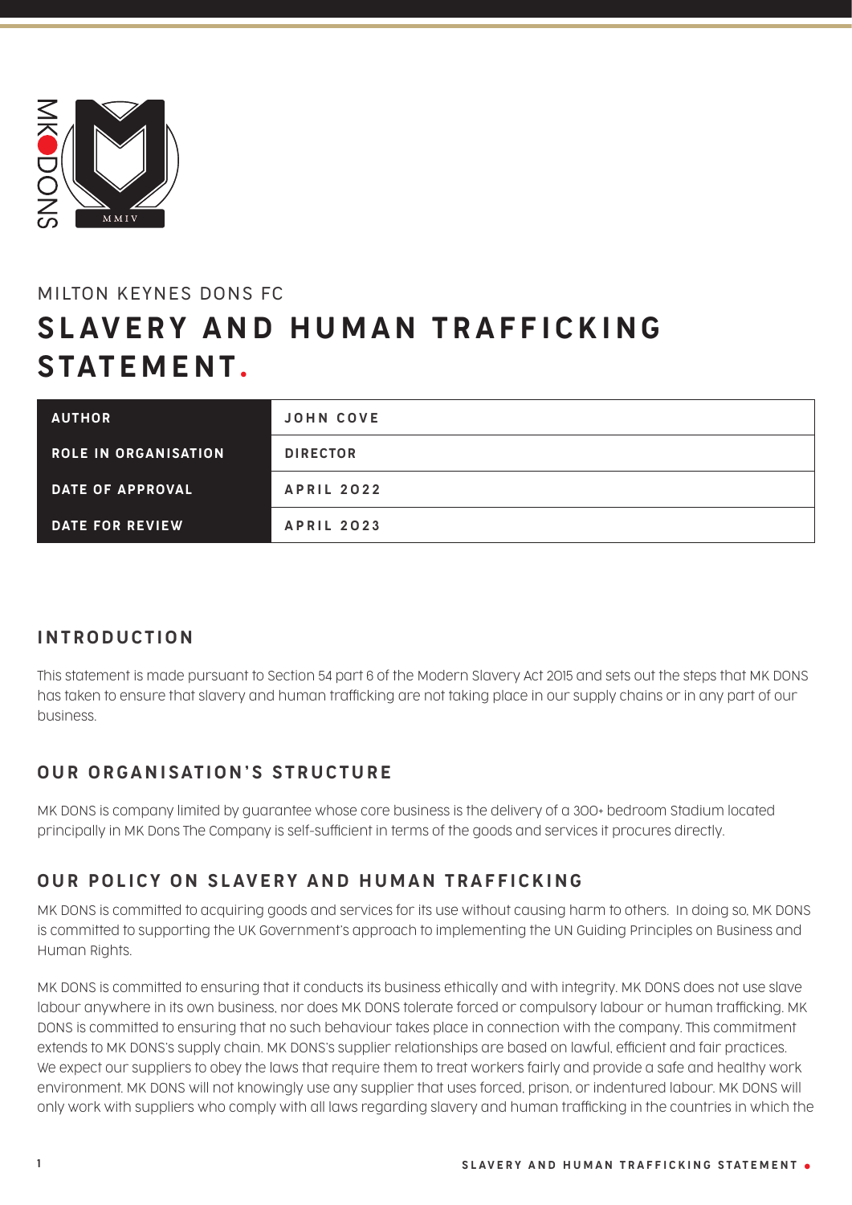MILTON KEYNES DONS FC

# SLAVERY AND HUMAN TRAFFICKING STATEMENT.

| AUTHOR | JOHN COVE |
|---|---|
| ROLE IN ORGANISATION | DIRECTOR |
| DATE OF APPROVAL | APRIL 2022 |
| DATE FOR REVIEW | APRIL 2023 |

## INTRODUCTION

This statement is made pursuant to Section 54 part 6 of the Modern Slavery Act 2015 and sets out the steps that MK DONS has taken to ensure that slavery and human trafficking are not taking place in our supply chains or in any part of our business.

## OUR ORGANISATION'S STRUCTURE

MK DONS is company limited by guarantee whose core business is the delivery of a 300+ bedroom Stadium located principally in MK Dons The Company is self-sufficient in terms of the goods and services it procures directly.

## OUR POLICY ON SLAVERY AND HUMAN TRAFFICKING

MK DONS is committed to acquiring goods and services for its use without causing harm to others. In doing so, MK DONS is committed to supporting the UK Government's approach to implementing the UN Guiding Principles on Business and Human Rights.

MK DONS is committed to ensuring that it conducts its business ethically and with integrity. MK DONS does not use slave labour anywhere in its own business, nor does MK DONS tolerate forced or compulsory labour or human trafficking. MK DONS is committed to ensuring that no such behaviour takes place in connection with the company. This commitment extends to MK DONS's supply chain. MK DONS's supplier relationships are based on lawful, efficient and fair practices. We expect our suppliers to obey the laws that require them to treat workers fairly and provide a safe and healthy work environment. MK DONS will not knowingly use any supplier that uses forced, prison, or indentured labour. MK DONS will only work with suppliers who comply with all laws regarding slavery and human trafficking in the countries in which the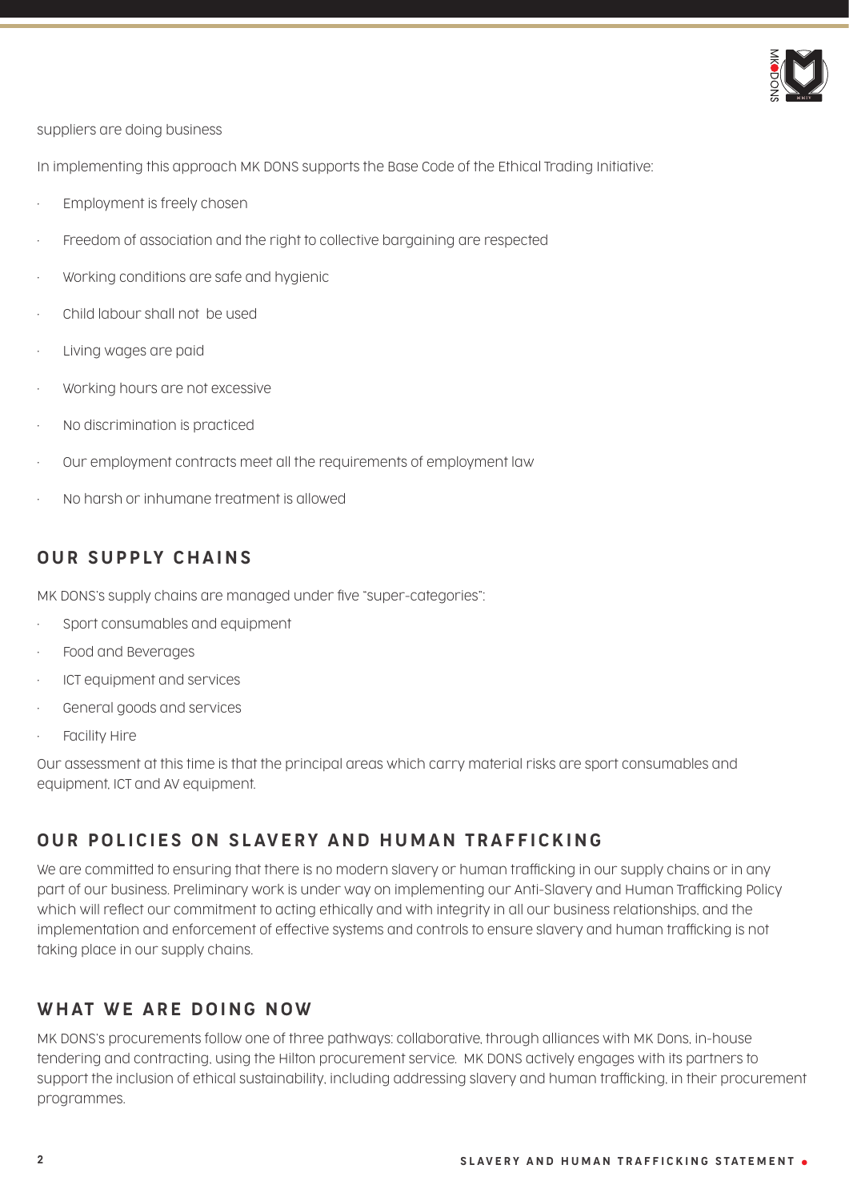suppliers are doing business

In implementing this approach MK DONS supports the Base Code of the Ethical Trading Initiative:

- Employment is freely chosen
- Freedom of association and the right to collective bargaining are respected
- Working conditions are safe and hygienic
- Child labour shall not be used
- Living wages are paid
- Working hours are not excessive
- No discrimination is practiced
- Our employment contracts meet all the requirements of employment law
- No harsh or inhumane treatment is allowed

## OUR SUPPLY CHAINS

MK DONS's supply chains are managed under five "super-categories":

- Sport consumables and equipment
- Food and Beverages
- ICT equipment and services
- General goods and services
- Facility Hire

Our assessment at this time is that the principal areas which carry material risks are sport consumables and equipment, ICT and AV equipment.

## OUR POLICIES ON SLAVERY AND HUMAN TRAFFICKING

We are committed to ensuring that there is no modern slavery or human trafficking in our supply chains or in any part of our business. Preliminary work is under way on implementing our Anti-Slavery and Human Trafficking Policy which will reflect our commitment to acting ethically and with integrity in all our business relationships, and the implementation and enforcement of effective systems and controls to ensure slavery and human trafficking is not taking place in our supply chains.

## WHAT WE ARE DOING NOW

MK DONS's procurements follow one of three pathways: collaborative, through alliances with MK Dons, in-house tendering and contracting, using the Hilton procurement service. MK DONS actively engages with its partners to support the inclusion of ethical sustainability, including addressing slavery and human trafficking, in their procurement programmes.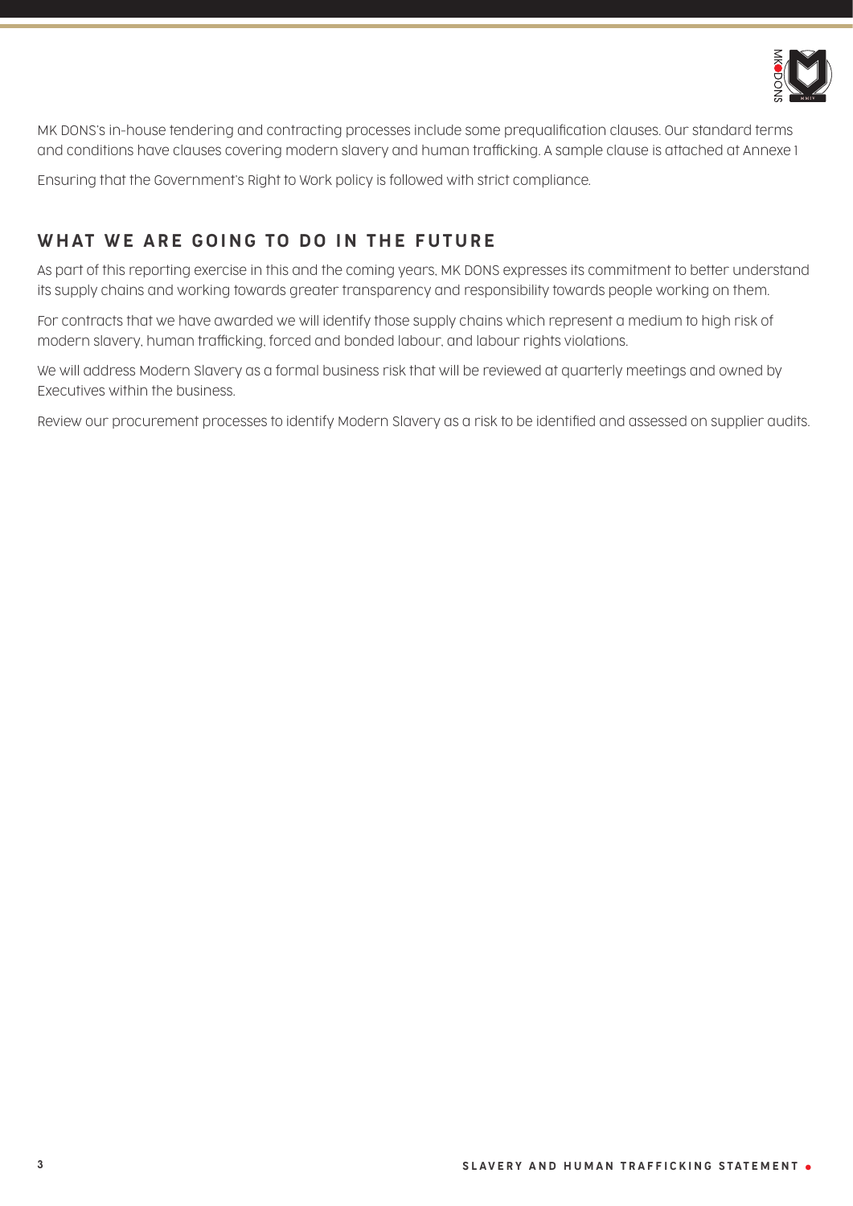MK DONS's in-house tendering and contracting processes include some prequalification clauses. Our standard terms and conditions have clauses covering modern slavery and human trafficking. A sample clause is attached at Annexe 1

Ensuring that the Government's Right to Work policy is followed with strict compliance.

## WHAT WE ARE GOING TO DO IN THE FUTURE

As part of this reporting exercise in this and the coming years, MK DONS expresses its commitment to better understand its supply chains and working towards greater transparency and responsibility towards people working on them.

For contracts that we have awarded we will identify those supply chains which represent a medium to high risk of modern slavery, human trafficking, forced and bonded labour, and labour rights violations.

We will address Modern Slavery as a formal business risk that will be reviewed at quarterly meetings and owned by Executives within the business.

Review our procurement processes to identify Modern Slavery as a risk to be identified and assessed on supplier audits.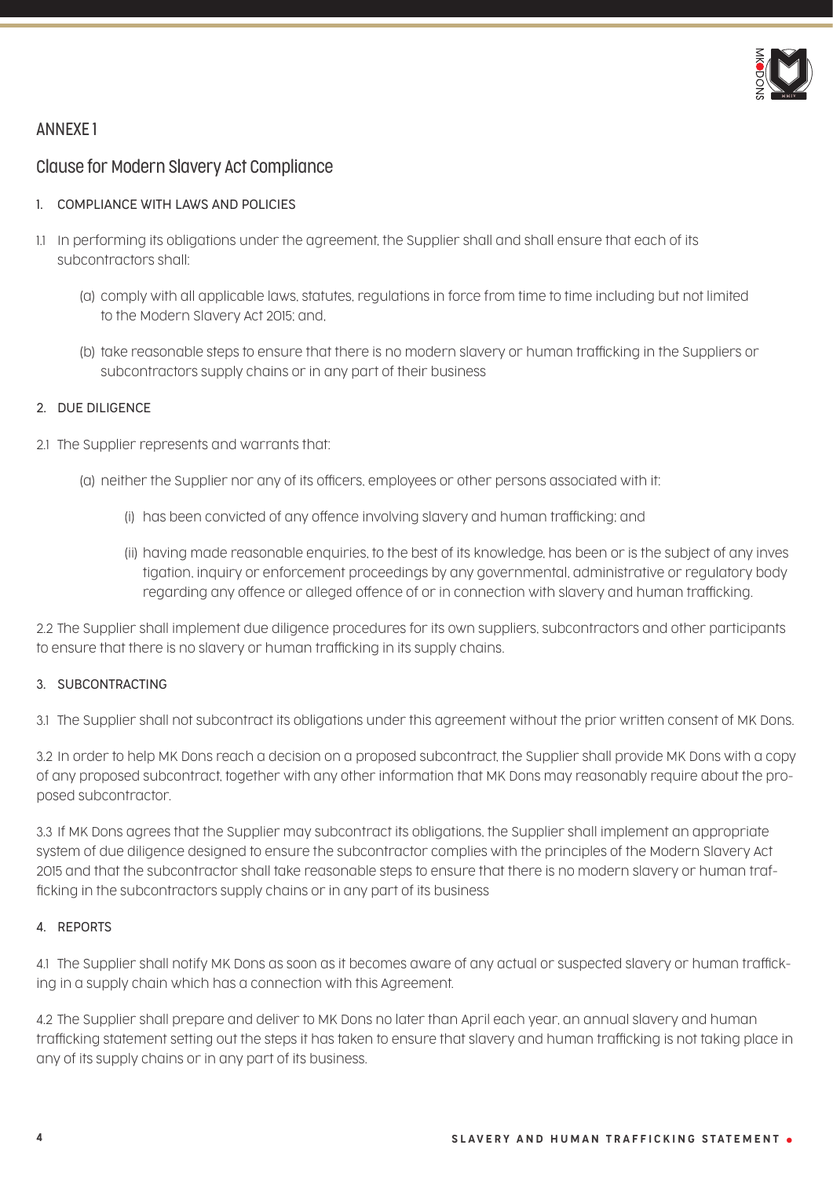## ANNEXE 1

## Clause for Modern Slavery Act Compliance

### 1. COMPLIANCE WITH LAWS AND POLICIES

1.1 In performing its obligations under the agreement, the Supplier shall and shall ensure that each of its subcontractors shall:

(a) comply with all applicable laws, statutes, regulations in force from time to time including but not limited to the Modern Slavery Act 2015; and,

(b) take reasonable steps to ensure that there is no modern slavery or human trafficking in the Suppliers or subcontractors supply chains or in any part of their business

### 2. DUE DILIGENCE

2.1 The Supplier represents and warrants that:

(a) neither the Supplier nor any of its officers, employees or other persons associated with it:

(i) has been convicted of any offence involving slavery and human trafficking; and

(ii) having made reasonable enquiries, to the best of its knowledge, has been or is the subject of any investigation, inquiry or enforcement proceedings by any governmental, administrative or regulatory body regarding any offence or alleged offence of or in connection with slavery and human trafficking.

2.2 The Supplier shall implement due diligence procedures for its own suppliers, subcontractors and other participants to ensure that there is no slavery or human trafficking in its supply chains.

### 3. SUBCONTRACTING

3.1 The Supplier shall not subcontract its obligations under this agreement without the prior written consent of MK Dons.

3.2 In order to help MK Dons reach a decision on a proposed subcontract, the Supplier shall provide MK Dons with a copy of any proposed subcontract, together with any other information that MK Dons may reasonably require about the proposed subcontractor.

3.3 If MK Dons agrees that the Supplier may subcontract its obligations, the Supplier shall implement an appropriate system of due diligence designed to ensure the subcontractor complies with the principles of the Modern Slavery Act 2015 and that the subcontractor shall take reasonable steps to ensure that there is no modern slavery or human trafficking in the subcontractors supply chains or in any part of its business

### 4. REPORTS

4.1 The Supplier shall notify MK Dons as soon as it becomes aware of any actual or suspected slavery or human trafficking in a supply chain which has a connection with this Agreement.

4.2 The Supplier shall prepare and deliver to MK Dons no later than April each year, an annual slavery and human trafficking statement setting out the steps it has taken to ensure that slavery and human trafficking is not taking place in any of its supply chains or in any part of its business.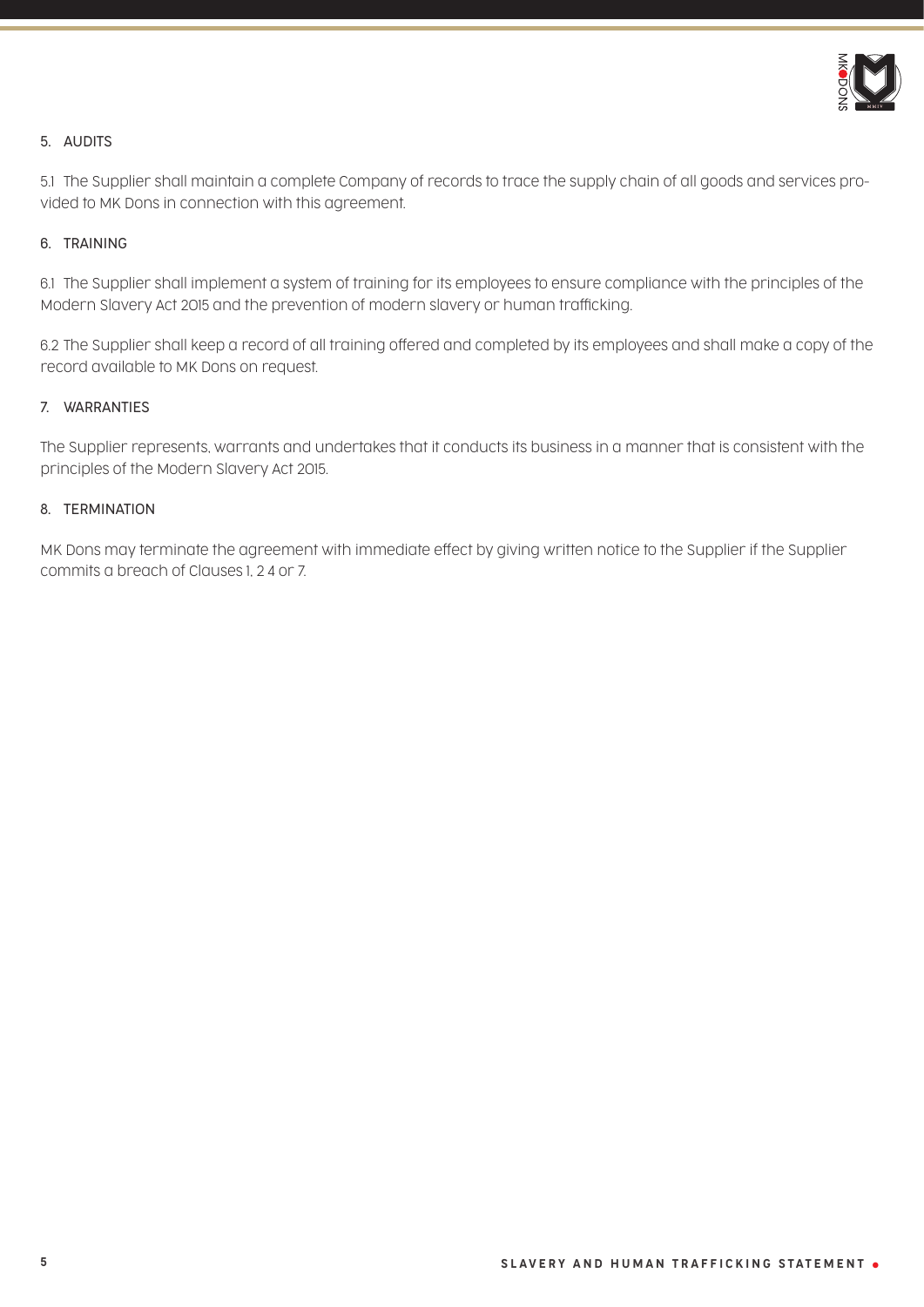## 5. AUDITS

5.1 The Supplier shall maintain a complete Company of records to trace the supply chain of all goods and services provided to MK Dons in connection with this agreement.

## 6. TRAINING

6.1 The Supplier shall implement a system of training for its employees to ensure compliance with the principles of the Modern Slavery Act 2015 and the prevention of modern slavery or human trafficking.

6.2 The Supplier shall keep a record of all training offered and completed by its employees and shall make a copy of the record available to MK Dons on request.

## 7. WARRANTIES

The Supplier represents, warrants and undertakes that it conducts its business in a manner that is consistent with the principles of the Modern Slavery Act 2015.

## 8. TERMINATION

MK Dons may terminate the agreement with immediate effect by giving written notice to the Supplier if the Supplier commits a breach of Clauses 1, 2 4 or 7.